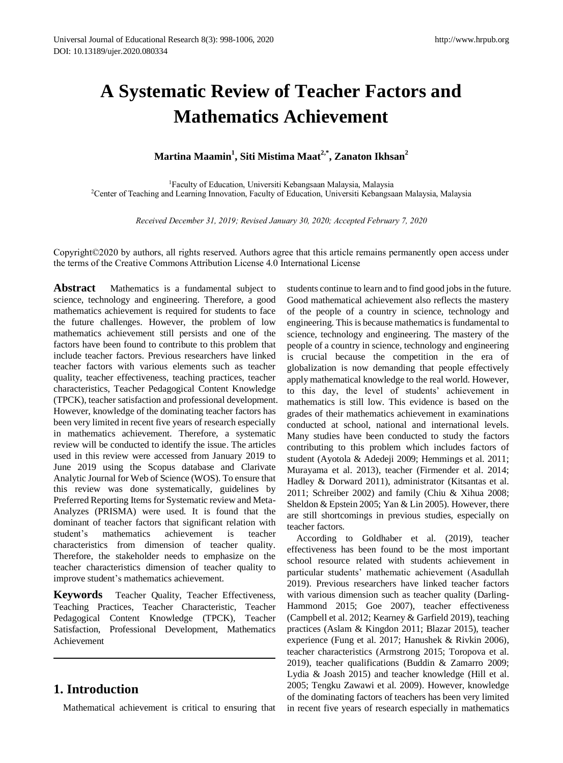# A Systematic Review of Teacher Factors and Mathematics Achievement

**Martina Maamin[1], Siti Mistima Maat[2,*], Zanaton Ikhsan[2]**

[1]Faculty of Education, Universiti Kebangsaan Malaysia, Malaysia
[2]Center of Teaching and Learning Innovation, Faculty of Education, Universiti Kebangsaan Malaysia, Malaysia

*Received December 31, 2019; Revised January 30, 2020; Accepted February 7, 2020*

Copyright©2020 by authors, all rights reserved. Authors agree that this article remains permanently open access under the terms of the Creative Commons Attribution License 4.0 International License

**Abstract** Mathematics is a fundamental subject to science, technology and engineering. Therefore, a good mathematics achievement is required for students to face the future challenges. However, the problem of low mathematics achievement still persists and one of the factors have been found to contribute to this problem that include teacher factors. Previous researchers have linked teacher factors with various elements such as teacher quality, teacher effectiveness, teaching practices, teacher characteristics, Teacher Pedagogical Content Knowledge (TPCK), teacher satisfaction and professional development. However, knowledge of the dominating teacher factors has been very limited in recent five years of research especially in mathematics achievement. Therefore, a systematic review will be conducted to identify the issue. The articles used in this review were accessed from January 2019 to June 2019 using the Scopus database and Clarivate Analytic Journal for Web of Science (WOS). To ensure that this review was done systematically, guidelines by Preferred Reporting Items for Systematic review and Meta-Analyzes (PRISMA) were used. It is found that the dominant of teacher factors that significant relation with student's mathematics achievement is teacher characteristics from dimension of teacher quality. Therefore, the stakeholder needs to emphasize on the teacher characteristics dimension of teacher quality to improve student's mathematics achievement.

**Keywords** Teacher Quality, Teacher Effectiveness, Teaching Practices, Teacher Characteristic, Teacher Pedagogical Content Knowledge (TPCK), Teacher Satisfaction, Professional Development, Mathematics Achievement

## 1. Introduction

Mathematical achievement is critical to ensuring that students continue to learn and to find good jobs in the future. Good mathematical achievement also reflects the mastery of the people of a country in science, technology and engineering. This is because mathematics is fundamental to science, technology and engineering. The mastery of the people of a country in science, technology and engineering is crucial because the competition in the era of globalization is now demanding that people effectively apply mathematical knowledge to the real world. However, to this day, the level of students' achievement in mathematics is still low. This evidence is based on the grades of their mathematics achievement in examinations conducted at school, national and international levels. Many studies have been conducted to study the factors contributing to this problem which includes factors of student (Ayotola & Adedeji 2009; Hemmings et al. 2011; Murayama et al. 2013), teacher (Firmender et al. 2014; Hadley & Dorward 2011), administrator (Kitsantas et al. 2011; Schreiber 2002) and family (Chiu & Xihua 2008; Sheldon & Epstein 2005; Yan & Lin 2005). However, there are still shortcomings in previous studies, especially on teacher factors.

According to Goldhaber et al. (2019), teacher effectiveness has been found to be the most important school resource related with students achievement in particular students' mathematic achievement (Asadullah 2019). Previous researchers have linked teacher factors with various dimension such as teacher quality (Darling-Hammond 2015; Goe 2007), teacher effectiveness (Campbell et al. 2012; Kearney & Garfield 2019), teaching practices (Aslam & Kingdon 2011; Blazar 2015), teacher experience (Fung et al. 2017; Hanushek & Rivkin 2006), teacher characteristics (Armstrong 2015; Toropova et al. 2019), teacher qualifications (Buddin & Zamarro 2009; Lydia & Joash 2015) and teacher knowledge (Hill et al. 2005; Tengku Zawawi et al. 2009). However, knowledge of the dominating factors of teachers has been very limited in recent five years of research especially in mathematics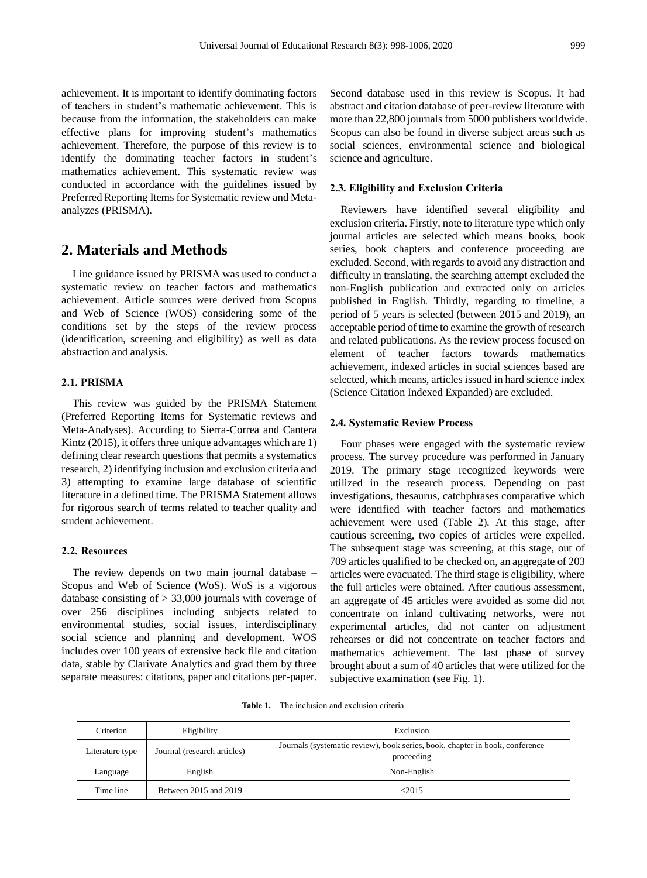achievement. It is important to identify dominating factors of teachers in student's mathematic achievement. This is because from the information, the stakeholders can make effective plans for improving student's mathematics achievement. Therefore, the purpose of this review is to identify the dominating teacher factors in student's mathematics achievement. This systematic review was conducted in accordance with the guidelines issued by Preferred Reporting Items for Systematic review and Meta-analyzes (PRISMA).

## 2. Materials and Methods

Line guidance issued by PRISMA was used to conduct a systematic review on teacher factors and mathematics achievement. Article sources were derived from Scopus and Web of Science (WOS) considering some of the conditions set by the steps of the review process (identification, screening and eligibility) as well as data abstraction and analysis.

### 2.1. PRISMA

This review was guided by the PRISMA Statement (Preferred Reporting Items for Systematic reviews and Meta-Analyses). According to Sierra-Correa and Cantera Kintz (2015), it offers three unique advantages which are 1) defining clear research questions that permits a systematics research, 2) identifying inclusion and exclusion criteria and 3) attempting to examine large database of scientific literature in a defined time. The PRISMA Statement allows for rigorous search of terms related to teacher quality and student achievement.

### 2.2. Resources

The review depends on two main journal database – Scopus and Web of Science (WoS). WoS is a vigorous database consisting of > 33,000 journals with coverage of over 256 disciplines including subjects related to environmental studies, social issues, interdisciplinary social science and planning and development. WOS includes over 100 years of extensive back file and citation data, stable by Clarivate Analytics and grad them by three separate measures: citations, paper and citations per-paper. Second database used in this review is Scopus. It had abstract and citation database of peer-review literature with more than 22,800 journals from 5000 publishers worldwide. Scopus can also be found in diverse subject areas such as social sciences, environmental science and biological science and agriculture.

### 2.3. Eligibility and Exclusion Criteria

Reviewers have identified several eligibility and exclusion criteria. Firstly, note to literature type which only journal articles are selected which means books, book series, book chapters and conference proceeding are excluded. Second, with regards to avoid any distraction and difficulty in translating, the searching attempt excluded the non-English publication and extracted only on articles published in English. Thirdly, regarding to timeline, a period of 5 years is selected (between 2015 and 2019), an acceptable period of time to examine the growth of research and related publications. As the review process focused on element of teacher factors towards mathematics achievement, indexed articles in social sciences based are selected, which means, articles issued in hard science index (Science Citation Indexed Expanded) are excluded.

### 2.4. Systematic Review Process

Four phases were engaged with the systematic review process. The survey procedure was performed in January 2019. The primary stage recognized keywords were utilized in the research process. Depending on past investigations, thesaurus, catchphrases comparative which were identified with teacher factors and mathematics achievement were used (Table 2). At this stage, after cautious screening, two copies of articles were expelled. The subsequent stage was screening, at this stage, out of 709 articles qualified to be checked on, an aggregate of 203 articles were evacuated. The third stage is eligibility, where the full articles were obtained. After cautious assessment, an aggregate of 45 articles were avoided as some did not concentrate on inland cultivating networks, were not experimental articles, did not canter on adjustment rehearses or did not concentrate on teacher factors and mathematics achievement. The last phase of survey brought about a sum of 40 articles that were utilized for the subjective examination (see Fig. 1).

**Table 1.** The inclusion and exclusion criteria

| Criterion | Eligibility | Exclusion |
|---|---|---|
| Literature type | Journal (research articles) | Journals (systematic review), book series, book, chapter in book, conference proceeding |
| Language | English | Non-English |
| Time line | Between 2015 and 2019 | <2015 |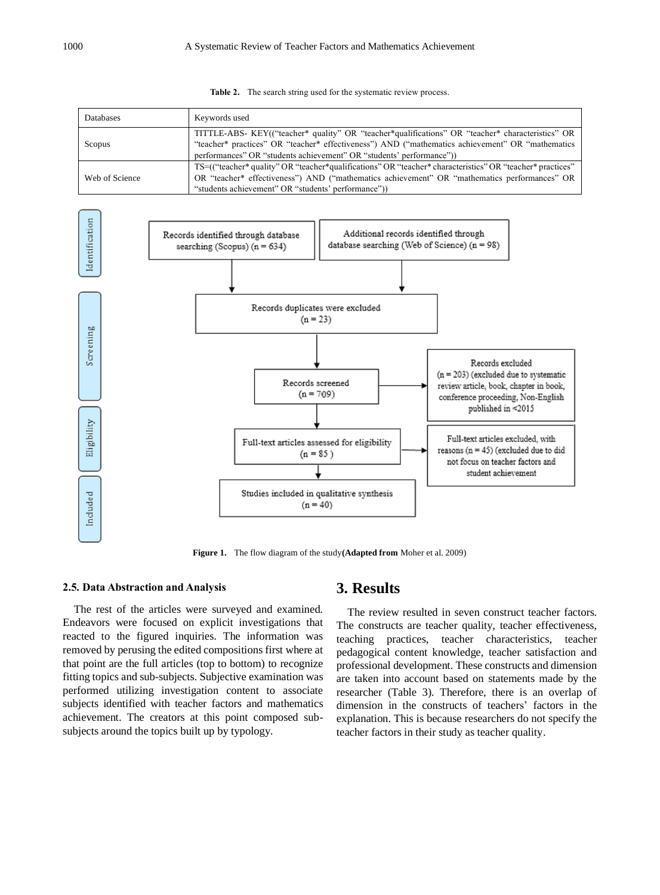**Table 2.** The search string used for the systematic review process.

| Databases | Keywords used |
|---|---|
| Scopus | TITTLE-ABS- KEY(("teacher* quality" OR "teacher*qualifications" OR "teacher* characteristics" OR "teacher* practices" OR "teacher* effectiveness") AND ("mathematics achievement" OR "mathematics performances" OR "students achievement" OR "students' performance")) |
| Web of Science | TS=(("teacher* quality" OR "teacher*qualifications" OR "teacher* characteristics" OR "teacher* practices" OR "teacher* effectiveness") AND ("mathematics achievement" OR "mathematics performances" OR "students achievement" OR "students' performance")) |

**Identification**

- Records identified through database searching (Scopus) (n = 634)
- Additional records identified through database searching (Web of Science) (n = 98)

**Screening**

- Records duplicates were excluded (n = 23)
- Records screened (n = 709)
- Records excluded (n = 203) (excluded due to systematic review article, book, chapter in book, conference proceeding, Non-English published in <2015

**Eligibility**

- Full-text articles assessed for eligibility (n = 85 )
- Full-text articles excluded, with reasons (n = 45) (excluded due to did not focus on teacher factors and student achievement

**Included**

- Studies included in qualitative synthesis (n = 40)

**Figure 1.** The flow diagram of the study **(Adapted from** Moher et al. 2009)

### 2.5. Data Abstraction and Analysis

The rest of the articles were surveyed and examined. Endeavors were focused on explicit investigations that reacted to the figured inquiries. The information was removed by perusing the edited compositions first where at that point are the full articles (top to bottom) to recognize fitting topics and sub-subjects. Subjective examination was performed utilizing investigation content to associate subjects identified with teacher factors and mathematics achievement. The creators at this point composed sub-subjects around the topics built up by typology.

## 3. Results

The review resulted in seven construct teacher factors. The constructs are teacher quality, teacher effectiveness, teaching practices, teacher characteristics, teacher pedagogical content knowledge, teacher satisfaction and professional development. These constructs and dimension are taken into account based on statements made by the researcher (Table 3). Therefore, there is an overlap of dimension in the constructs of teachers' factors in the explanation. This is because researchers do not specify the teacher factors in their study as teacher quality.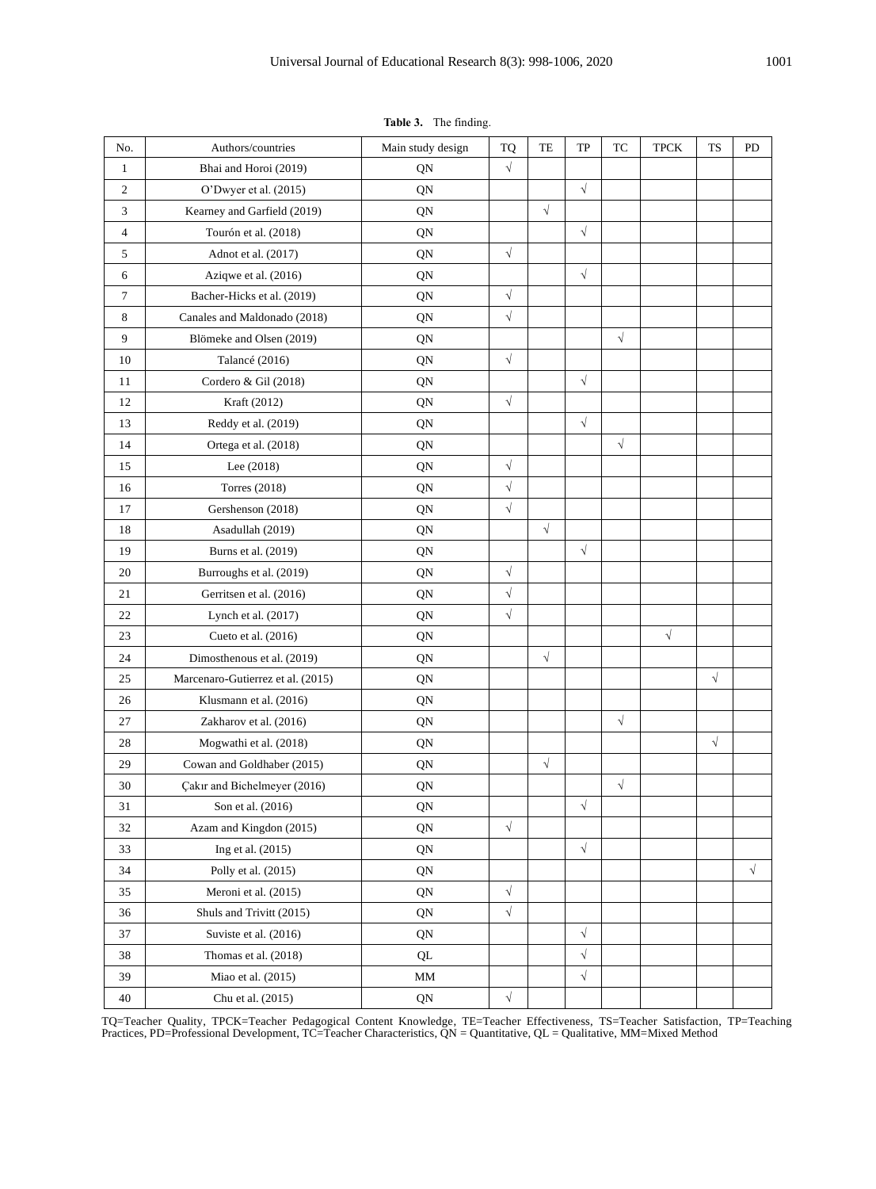**Table 3.** The finding.

| No. | Authors/countries | Main study design | TQ | TE | TP | TC | TPCK | TS | PD |
|---|---|---|---|---|---|---|---|---|---|
| 1 | Bhai and Horoi (2019) | QN | √ | | | | | | |
| 2 | O'Dwyer et al. (2015) | QN | | | √ | | | | |
| 3 | Kearney and Garfield (2019) | QN | | √ | | | | | |
| 4 | Tourón et al. (2018) | QN | | | √ | | | | |
| 5 | Adnot et al. (2017) | QN | √ | | | | | | |
| 6 | Aziqwe et al. (2016) | QN | | | √ | | | | |
| 7 | Bacher-Hicks et al. (2019) | QN | √ | | | | | | |
| 8 | Canales and Maldonado (2018) | QN | √ | | | | | | |
| 9 | Blömeke and Olsen (2019) | QN | | | | √ | | | |
| 10 | Talancé (2016) | QN | √ | | | | | | |
| 11 | Cordero & Gil (2018) | QN | | | √ | | | | |
| 12 | Kraft (2012) | QN | √ | | | | | | |
| 13 | Reddy et al. (2019) | QN | | | √ | | | | |
| 14 | Ortega et al. (2018) | QN | | | | √ | | | |
| 15 | Lee (2018) | QN | √ | | | | | | |
| 16 | Torres (2018) | QN | √ | | | | | | |
| 17 | Gershenson (2018) | QN | √ | | | | | | |
| 18 | Asadullah (2019) | QN | | √ | | | | | |
| 19 | Burns et al. (2019) | QN | | | √ | | | | |
| 20 | Burroughs et al. (2019) | QN | √ | | | | | | |
| 21 | Gerritsen et al. (2016) | QN | √ | | | | | | |
| 22 | Lynch et al. (2017) | QN | √ | | | | | | |
| 23 | Cueto et al. (2016) | QN | | | | | √ | | |
| 24 | Dimosthenous et al. (2019) | QN | | √ | | | | | |
| 25 | Marcenaro-Gutierrez et al. (2015) | QN | | | | | | √ | |
| 26 | Klusmann et al. (2016) | QN | | | | | | | |
| 27 | Zakharov et al. (2016) | QN | | | | √ | | | |
| 28 | Mogwathi et al. (2018) | QN | | | | | | √ | |
| 29 | Cowan and Goldhaber (2015) | QN | | √ | | | | | |
| 30 | Çakır and Bichelmeyer (2016) | QN | | | | √ | | | |
| 31 | Son et al. (2016) | QN | | | √ | | | | |
| 32 | Azam and Kingdon (2015) | QN | √ | | | | | | |
| 33 | Ing et al. (2015) | QN | | | √ | | | | |
| 34 | Polly et al. (2015) | QN | | | | | | | √ |
| 35 | Meroni et al. (2015) | QN | √ | | | | | | |
| 36 | Shuls and Trivitt (2015) | QN | √ | | | | | | |
| 37 | Suviste et al. (2016) | QN | | | √ | | | | |
| 38 | Thomas et al. (2018) | QL | | | √ | | | | |
| 39 | Miao et al. (2015) | MM | | | √ | | | | |
| 40 | Chu et al. (2015) | QN | √ | | | | | | |

TQ=Teacher Quality, TPCK=Teacher Pedagogical Content Knowledge, TE=Teacher Effectiveness, TS=Teacher Satisfaction, TP=Teaching Practices, PD=Professional Development, TC=Teacher Characteristics, QN = Quantitative, QL = Qualitative, MM=Mixed Method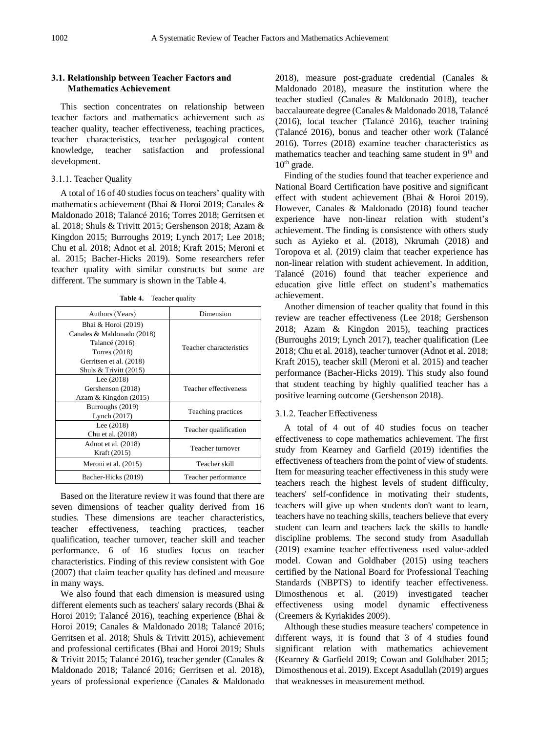### 3.1. Relationship between Teacher Factors and Mathematics Achievement

This section concentrates on relationship between teacher factors and mathematics achievement such as teacher quality, teacher effectiveness, teaching practices, teacher characteristics, teacher pedagogical content knowledge, teacher satisfaction and professional development.

#### 3.1.1. Teacher Quality

A total of 16 of 40 studies focus on teachers' quality with mathematics achievement (Bhai & Horoi 2019; Canales & Maldonado 2018; Talancé 2016; Torres 2018; Gerritsen et al. 2018; Shuls & Trivitt 2015; Gershenson 2018; Azam & Kingdon 2015; Burroughs 2019; Lynch 2017; Lee 2018; Chu et al. 2018; Adnot et al. 2018; Kraft 2015; Meroni et al. 2015; Bacher-Hicks 2019). Some researchers refer teacher quality with similar constructs but some are different. The summary is shown in the Table 4.

**Table 4.** Teacher quality

| Authors (Years) | Dimension |
|---|---|
| Bhai & Horoi (2019)<br>Canales & Maldonado (2018)<br>Talancé (2016)<br>Torres (2018)<br>Gerritsen et al. (2018)<br>Shuls & Trivitt (2015) | Teacher characteristics |
| Lee (2018)<br>Gershenson (2018)<br>Azam & Kingdon (2015) | Teacher effectiveness |
| Burroughs (2019)<br>Lynch (2017) | Teaching practices |
| Lee (2018)<br>Chu et al. (2018) | Teacher qualification |
| Adnot et al. (2018)<br>Kraft (2015) | Teacher turnover |
| Meroni et al. (2015) | Teacher skill |
| Bacher-Hicks (2019) | Teacher performance |

Based on the literature review it was found that there are seven dimensions of teacher quality derived from 16 studies. These dimensions are teacher characteristics, teacher effectiveness, teaching practices, teacher qualification, teacher turnover, teacher skill and teacher performance. 6 of 16 studies focus on teacher characteristics. Finding of this review consistent with Goe (2007) that claim teacher quality has defined and measure in many ways.

We also found that each dimension is measured using different elements such as teachers' salary records (Bhai & Horoi 2019; Talancé 2016), teaching experience (Bhai & Horoi 2019; Canales & Maldonado 2018; Talancé 2016; Gerritsen et al. 2018; Shuls & Trivitt 2015), achievement and professional certificates (Bhai and Horoi 2019; Shuls & Trivitt 2015; Talancé 2016), teacher gender (Canales & Maldonado 2018; Talancé 2016; Gerritsen et al. 2018), years of professional experience (Canales & Maldonado 2018), measure post-graduate credential (Canales & Maldonado 2018), measure the institution where the teacher studied (Canales & Maldonado 2018), teacher baccalaureate degree (Canales & Maldonado 2018, Talancé (2016), local teacher (Talancé 2016), teacher training (Talancé 2016), bonus and teacher other work (Talancé 2016). Torres (2018) examine teacher characteristics as mathematics teacher and teaching same student in 9th and 10th grade.

Finding of the studies found that teacher experience and National Board Certification have positive and significant effect with student achievement (Bhai & Horoi 2019). However, Canales & Maldonado (2018) found teacher experience have non-linear relation with student's achievement. The finding is consistence with others study such as Ayieko et al. (2018), Nkrumah (2018) and Toropova et al. (2019) claim that teacher experience has non-linear relation with student achievement. In addition, Talancé (2016) found that teacher experience and education give little effect on student's mathematics achievement.

Another dimension of teacher quality that found in this review are teacher effectiveness (Lee 2018; Gershenson 2018; Azam & Kingdon 2015), teaching practices (Burroughs 2019; Lynch 2017), teacher qualification (Lee 2018; Chu et al. 2018), teacher turnover (Adnot et al. 2018; Kraft 2015), teacher skill (Meroni et al. 2015) and teacher performance (Bacher-Hicks 2019). This study also found that student teaching by highly qualified teacher has a positive learning outcome (Gershenson 2018).

#### 3.1.2. Teacher Effectiveness

A total of 4 out of 40 studies focus on teacher effectiveness to cope mathematics achievement. The first study from Kearney and Garfield (2019) identifies the effectiveness of teachers from the point of view of students. Item for measuring teacher effectiveness in this study were teachers reach the highest levels of student difficulty, teachers' self-confidence in motivating their students, teachers will give up when students don't want to learn, teachers have no teaching skills, teachers believe that every student can learn and teachers lack the skills to handle discipline problems. The second study from Asadullah (2019) examine teacher effectiveness used value-added model. Cowan and Goldhaber (2015) using teachers certified by the National Board for Professional Teaching Standards (NBPTS) to identify teacher effectiveness. Dimosthenous et al. (2019) investigated teacher effectiveness using model dynamic effectiveness (Creemers & Kyriakides 2009).

Although these studies measure teachers' competence in different ways, it is found that 3 of 4 studies found significant relation with mathematics achievement (Kearney & Garfield 2019; Cowan and Goldhaber 2015; Dimosthenous et al. 2019). Except Asadullah (2019) argues that weaknesses in measurement method.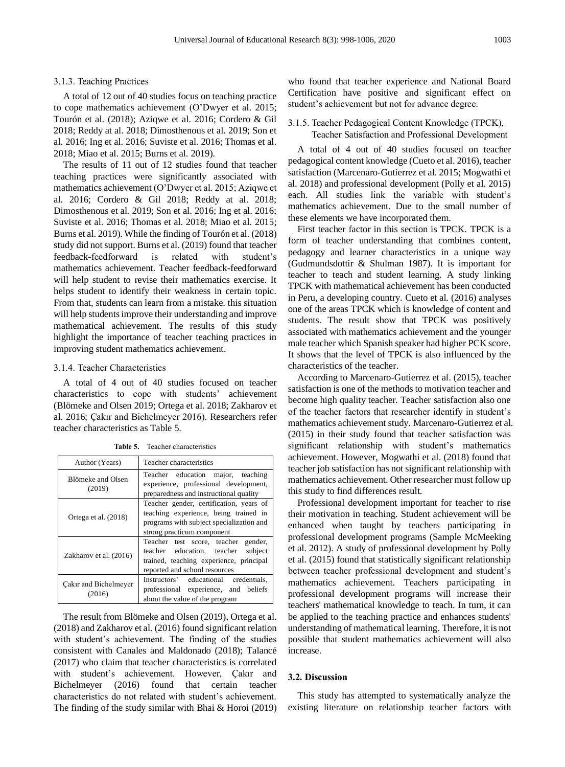3.1.3. Teaching Practices

A total of 12 out of 40 studies focus on teaching practice to cope mathematics achievement (O'Dwyer et al. 2015; Tourón et al. (2018); Aziqwe et al. 2016; Cordero & Gil 2018; Reddy at al. 2018; Dimosthenous et al. 2019; Son et al. 2016; Ing et al. 2016; Suviste et al. 2016; Thomas et al. 2018; Miao et al. 2015; Burns et al. 2019).

The results of 11 out of 12 studies found that teacher teaching practices were significantly associated with mathematics achievement (O'Dwyer et al. 2015; Aziqwe et al. 2016; Cordero & Gil 2018; Reddy at al. 2018; Dimosthenous et al. 2019; Son et al. 2016; Ing et al. 2016; Suviste et al. 2016; Thomas et al. 2018; Miao et al. 2015; Burns et al. 2019). While the finding of Tourón et al. (2018) study did not support. Burns et al. (2019) found that teacher feedback-feedforward is related with student's mathematics achievement. Teacher feedback-feedforward will help student to revise their mathematics exercise. It helps student to identify their weakness in certain topic. From that, students can learn from a mistake. this situation will help students improve their understanding and improve mathematical achievement. The results of this study highlight the importance of teacher teaching practices in improving student mathematics achievement.

3.1.4. Teacher Characteristics

A total of 4 out of 40 studies focused on teacher characteristics to cope with students' achievement (Blömeke and Olsen 2019; Ortega et al. 2018; Zakharov et al. 2016; Çakır and Bichelmeyer 2016). Researchers refer teacher characteristics as Table 5.

**Table 5.** Teacher characteristics

| Author (Years) | Teacher characteristics |
|---|---|
| Blömeke and Olsen (2019) | Teacher education major, teaching experience, professional development, preparedness and instructional quality |
| Ortega et al. (2018) | Teacher gender, certification, years of teaching experience, being trained in programs with subject specialization and strong practicum component |
| Zakharov et al. (2016) | Teacher test score, teacher gender, teacher education, teacher subject trained, teaching experience, principal reported and school resources |
| Çakır and Bichelmeyer (2016) | Instructors' educational credentials, professional experience, and beliefs about the value of the program |

The result from Blömeke and Olsen (2019), Ortega et al. (2018) and Zakharov et al. (2016) found significant relation with student's achievement. The finding of the studies consistent with Canales and Maldonado (2018); Talancé (2017) who claim that teacher characteristics is correlated with student's achievement. However, Çakır and Bichelmeyer (2016) found that certain teacher characteristics do not related with student's achievement. The finding of the study similar with Bhai & Horoi (2019) who found that teacher experience and National Board Certification have positive and significant effect on student's achievement but not for advance degree.

3.1.5. Teacher Pedagogical Content Knowledge (TPCK), Teacher Satisfaction and Professional Development

A total of 4 out of 40 studies focused on teacher pedagogical content knowledge (Cueto et al. 2016), teacher satisfaction (Marcenaro-Gutierrez et al. 2015; Mogwathi et al. 2018) and professional development (Polly et al. 2015) each. All studies link the variable with student's mathematics achievement. Due to the small number of these elements we have incorporated them.

First teacher factor in this section is TPCK. TPCK is a form of teacher understanding that combines content, pedagogy and learner characteristics in a unique way (Gudmundsdottir & Shulman 1987). It is important for teacher to teach and student learning. A study linking TPCK with mathematical achievement has been conducted in Peru, a developing country. Cueto et al. (2016) analyses one of the areas TPCK which is knowledge of content and students. The result show that TPCK was positively associated with mathematics achievement and the younger male teacher which Spanish speaker had higher PCK score. It shows that the level of TPCK is also influenced by the characteristics of the teacher.

According to Marcenaro-Gutierrez et al. (2015), teacher satisfaction is one of the methods to motivation teacher and become high quality teacher. Teacher satisfaction also one of the teacher factors that researcher identify in student's mathematics achievement study. Marcenaro-Gutierrez et al. (2015) in their study found that teacher satisfaction was significant relationship with student's mathematics achievement. However, Mogwathi et al. (2018) found that teacher job satisfaction has not significant relationship with mathematics achievement. Other researcher must follow up this study to find differences result.

Professional development important for teacher to rise their motivation in teaching. Student achievement will be enhanced when taught by teachers participating in professional development programs (Sample McMeeking et al. 2012). A study of professional development by Polly et al. (2015) found that statistically significant relationship between teacher professional development and student's mathematics achievement. Teachers participating in professional development programs will increase their teachers' mathematical knowledge to teach. In turn, it can be applied to the teaching practice and enhances students' understanding of mathematical learning. Therefore, it is not possible that student mathematics achievement will also increase.

### 3.2. Discussion

This study has attempted to systematically analyze the existing literature on relationship teacher factors with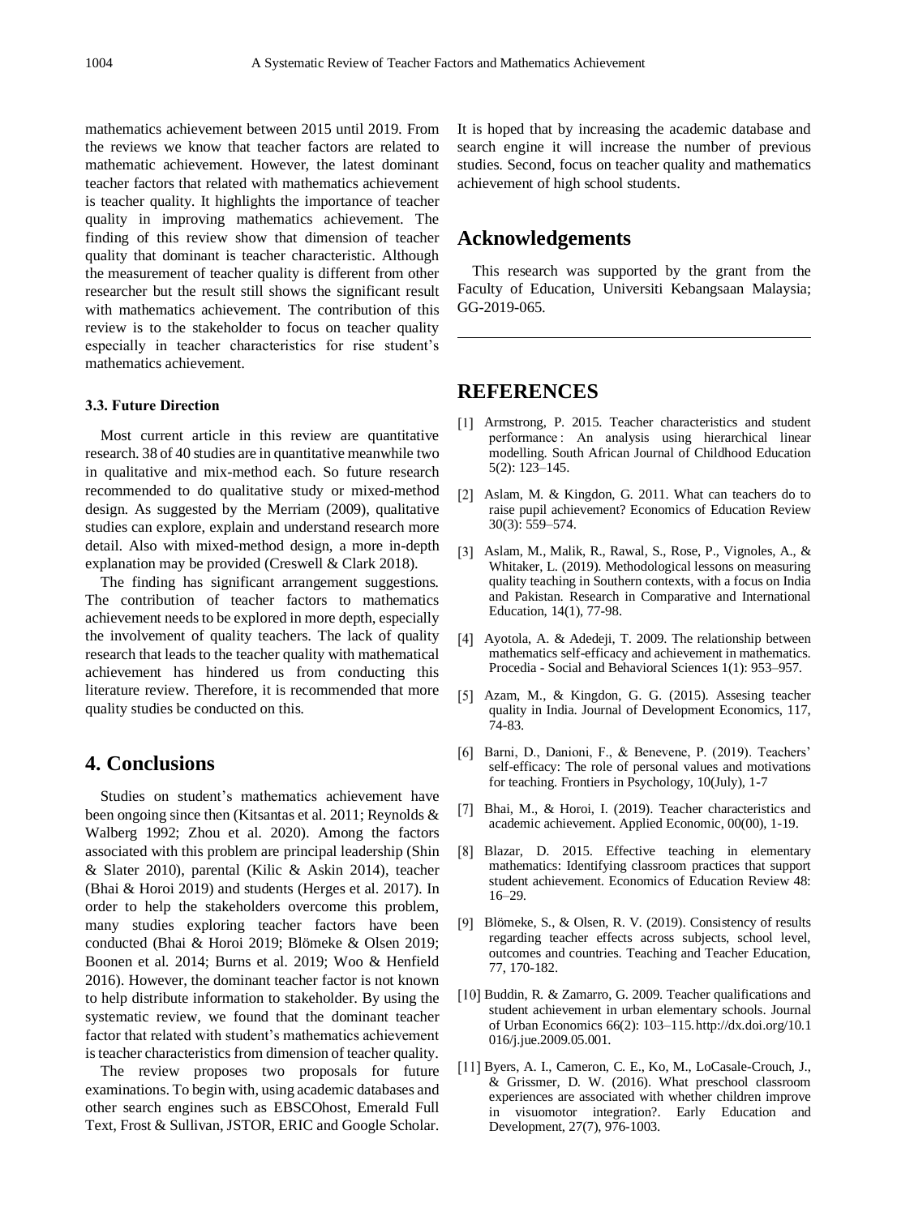mathematics achievement between 2015 until 2019. From the reviews we know that teacher factors are related to mathematic achievement. However, the latest dominant teacher factors that related with mathematics achievement is teacher quality. It highlights the importance of teacher quality in improving mathematics achievement. The finding of this review show that dimension of teacher quality that dominant is teacher characteristic. Although the measurement of teacher quality is different from other researcher but the result still shows the significant result with mathematics achievement. The contribution of this review is to the stakeholder to focus on teacher quality especially in teacher characteristics for rise student's mathematics achievement.

### 3.3. Future Direction

Most current article in this review are quantitative research. 38 of 40 studies are in quantitative meanwhile two in qualitative and mix-method each. So future research recommended to do qualitative study or mixed-method design. As suggested by the Merriam (2009), qualitative studies can explore, explain and understand research more detail. Also with mixed-method design, a more in-depth explanation may be provided (Creswell & Clark 2018).

The finding has significant arrangement suggestions. The contribution of teacher factors to mathematics achievement needs to be explored in more depth, especially the involvement of quality teachers. The lack of quality research that leads to the teacher quality with mathematical achievement has hindered us from conducting this literature review. Therefore, it is recommended that more quality studies be conducted on this.

## 4. Conclusions

Studies on student's mathematics achievement have been ongoing since then (Kitsantas et al. 2011; Reynolds & Walberg 1992; Zhou et al. 2020). Among the factors associated with this problem are principal leadership (Shin & Slater 2010), parental (Kilic & Askin 2014), teacher (Bhai & Horoi 2019) and students (Herges et al. 2017). In order to help the stakeholders overcome this problem, many studies exploring teacher factors have been conducted (Bhai & Horoi 2019; Blömeke & Olsen 2019; Boonen et al. 2014; Burns et al. 2019; Woo & Henfield 2016). However, the dominant teacher factor is not known to help distribute information to stakeholder. By using the systematic review, we found that the dominant teacher factor that related with student's mathematics achievement is teacher characteristics from dimension of teacher quality.

The review proposes two proposals for future examinations. To begin with, using academic databases and other search engines such as EBSCOhost, Emerald Full Text, Frost & Sullivan, JSTOR, ERIC and Google Scholar. It is hoped that by increasing the academic database and search engine it will increase the number of previous studies. Second, focus on teacher quality and mathematics achievement of high school students.

## Acknowledgements

This research was supported by the grant from the Faculty of Education, Universiti Kebangsaan Malaysia; GG-2019-065.

## REFERENCES

[1] Armstrong, P. 2015. Teacher characteristics and student performance : An analysis using hierarchical linear modelling. South African Journal of Childhood Education 5(2): 123–145.

[2] Aslam, M. & Kingdon, G. 2011. What can teachers do to raise pupil achievement? Economics of Education Review 30(3): 559–574.

[3] Aslam, M., Malik, R., Rawal, S., Rose, P., Vignoles, A., & Whitaker, L. (2019). Methodological lessons on measuring quality teaching in Southern contexts, with a focus on India and Pakistan. Research in Comparative and International Education, 14(1), 77-98.

[4] Ayotola, A. & Adedeji, T. 2009. The relationship between mathematics self-efficacy and achievement in mathematics. Procedia - Social and Behavioral Sciences 1(1): 953–957.

[5] Azam, M., & Kingdon, G. G. (2015). Assesing teacher quality in India. Journal of Development Economics, 117, 74-83.

[6] Barni, D., Danioni, F., & Benevene, P. (2019). Teachers' self-efficacy: The role of personal values and motivations for teaching. Frontiers in Psychology, 10(July), 1-7

[7] Bhai, M., & Horoi, I. (2019). Teacher characteristics and academic achievement. Applied Economic, 00(00), 1-19.

[8] Blazar, D. 2015. Effective teaching in elementary mathematics: Identifying classroom practices that support student achievement. Economics of Education Review 48: 16–29.

[9] Blömeke, S., & Olsen, R. V. (2019). Consistency of results regarding teacher effects across subjects, school level, outcomes and countries. Teaching and Teacher Education, 77, 170-182.

[10] Buddin, R. & Zamarro, G. 2009. Teacher qualifications and student achievement in urban elementary schools. Journal of Urban Economics 66(2): 103–115. http://dx.doi.org/10.1016/j.jue.2009.05.001.

[11] Byers, A. I., Cameron, C. E., Ko, M., LoCasale-Crouch, J., & Grissmer, D. W. (2016). What preschool classroom experiences are associated with whether children improve in visuomotor integration?. Early Education and Development, 27(7), 976-1003.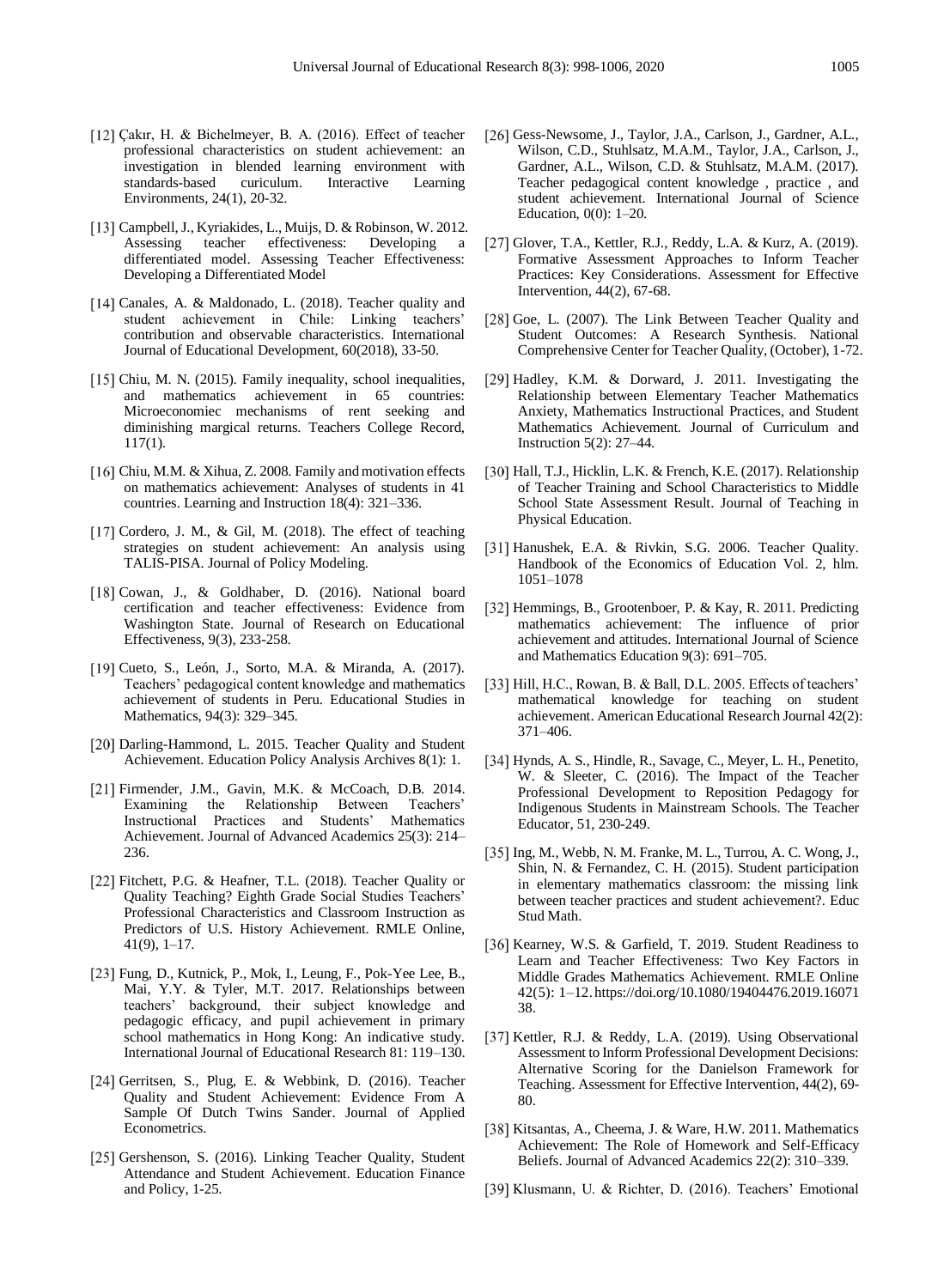[12] Çakır, H. & Bichelmeyer, B. A. (2016). Effect of teacher professional characteristics on student achievement: an investigation in blended learning environment with standards-based curiculum. Interactive Learning Environments, 24(1), 20-32.

[13] Campbell, J., Kyriakides, L., Muijs, D. & Robinson, W. 2012. Assessing teacher effectiveness: Developing a differentiated model. Assessing Teacher Effectiveness: Developing a Differentiated Model

[14] Canales, A. & Maldonado, L. (2018). Teacher quality and student achievement in Chile: Linking teachers' contribution and observable characteristics. International Journal of Educational Development, 60(2018), 33-50.

[15] Chiu, M. N. (2015). Family inequality, school inequalities, and mathematics achievement in 65 countries: Microeconomiec mechanisms of rent seeking and diminishing margical returns. Teachers College Record, 117(1).

[16] Chiu, M.M. & Xihua, Z. 2008. Family and motivation effects on mathematics achievement: Analyses of students in 41 countries. Learning and Instruction 18(4): 321–336.

[17] Cordero, J. M., & Gil, M. (2018). The effect of teaching strategies on student achievement: An analysis using TALIS-PISA. Journal of Policy Modeling.

[18] Cowan, J., & Goldhaber, D. (2016). National board certification and teacher effectiveness: Evidence from Washington State. Journal of Research on Educational Effectiveness, 9(3), 233-258.

[19] Cueto, S., León, J., Sorto, M.A. & Miranda, A. (2017). Teachers' pedagogical content knowledge and mathematics achievement of students in Peru. Educational Studies in Mathematics, 94(3): 329–345.

[20] Darling-Hammond, L. 2015. Teacher Quality and Student Achievement. Education Policy Analysis Archives 8(1): 1.

[21] Firmender, J.M., Gavin, M.K. & McCoach, D.B. 2014. Examining the Relationship Between Teachers' Instructional Practices and Students' Mathematics Achievement. Journal of Advanced Academics 25(3): 214–236.

[22] Fitchett, P.G. & Heafner, T.L. (2018). Teacher Quality or Quality Teaching? Eighth Grade Social Studies Teachers' Professional Characteristics and Classroom Instruction as Predictors of U.S. History Achievement. RMLE Online, 41(9), 1–17.

[23] Fung, D., Kutnick, P., Mok, I., Leung, F., Pok-Yee Lee, B., Mai, Y.Y. & Tyler, M.T. 2017. Relationships between teachers' background, their subject knowledge and pedagogic efficacy, and pupil achievement in primary school mathematics in Hong Kong: An indicative study. International Journal of Educational Research 81: 119–130.

[24] Gerritsen, S., Plug, E. & Webbink, D. (2016). Teacher Quality and Student Achievement: Evidence From A Sample Of Dutch Twins Sander. Journal of Applied Econometrics.

[25] Gershenson, S. (2016). Linking Teacher Quality, Student Attendance and Student Achievement. Education Finance and Policy, 1-25.

[26] Gess-Newsome, J., Taylor, J.A., Carlson, J., Gardner, A.L., Wilson, C.D., Stuhlsatz, M.A.M., Taylor, J.A., Carlson, J., Gardner, A.L., Wilson, C.D. & Stuhlsatz, M.A.M. (2017). Teacher pedagogical content knowledge , practice , and student achievement. International Journal of Science Education, 0(0): 1–20.

[27] Glover, T.A., Kettler, R.J., Reddy, L.A. & Kurz, A. (2019). Formative Assessment Approaches to Inform Teacher Practices: Key Considerations. Assessment for Effective Intervention, 44(2), 67-68.

[28] Goe, L. (2007). The Link Between Teacher Quality and Student Outcomes: A Research Synthesis. National Comprehensive Center for Teacher Quality, (October), 1-72.

[29] Hadley, K.M. & Dorward, J. 2011. Investigating the Relationship between Elementary Teacher Mathematics Anxiety, Mathematics Instructional Practices, and Student Mathematics Achievement. Journal of Curriculum and Instruction 5(2): 27–44.

[30] Hall, T.J., Hicklin, L.K. & French, K.E. (2017). Relationship of Teacher Training and School Characteristics to Middle School State Assessment Result. Journal of Teaching in Physical Education.

[31] Hanushek, E.A. & Rivkin, S.G. 2006. Teacher Quality. Handbook of the Economics of Education Vol. 2, hlm. 1051–1078

[32] Hemmings, B., Grootenboer, P. & Kay, R. 2011. Predicting mathematics achievement: The influence of prior achievement and attitudes. International Journal of Science and Mathematics Education 9(3): 691–705.

[33] Hill, H.C., Rowan, B. & Ball, D.L. 2005. Effects of teachers' mathematical knowledge for teaching on student achievement. American Educational Research Journal 42(2): 371–406.

[34] Hynds, A. S., Hindle, R., Savage, C., Meyer, L. H., Penetito, W. & Sleeter, C. (2016). The Impact of the Teacher Professional Development to Reposition Pedagogy for Indigenous Students in Mainstream Schools. The Teacher Educator, 51, 230-249.

[35] Ing, M., Webb, N. M. Franke, M. L., Turrou, A. C. Wong, J., Shin, N. & Fernandez, C. H. (2015). Student participation in elementary mathematics classroom: the missing link between teacher practices and student achievement?. Educ Stud Math.

[36] Kearney, W.S. & Garfield, T. 2019. Student Readiness to Learn and Teacher Effectiveness: Two Key Factors in Middle Grades Mathematics Achievement. RMLE Online 42(5): 1–12. https://doi.org/10.1080/19404476.2019.1607138.

[37] Kettler, R.J. & Reddy, L.A. (2019). Using Observational Assessment to Inform Professional Development Decisions: Alternative Scoring for the Danielson Framework for Teaching. Assessment for Effective Intervention, 44(2), 69-80.

[38] Kitsantas, A., Cheema, J. & Ware, H.W. 2011. Mathematics Achievement: The Role of Homework and Self-Efficacy Beliefs. Journal of Advanced Academics 22(2): 310–339.

[39] Klusmann, U. & Richter, D. (2016). Teachers' Emotional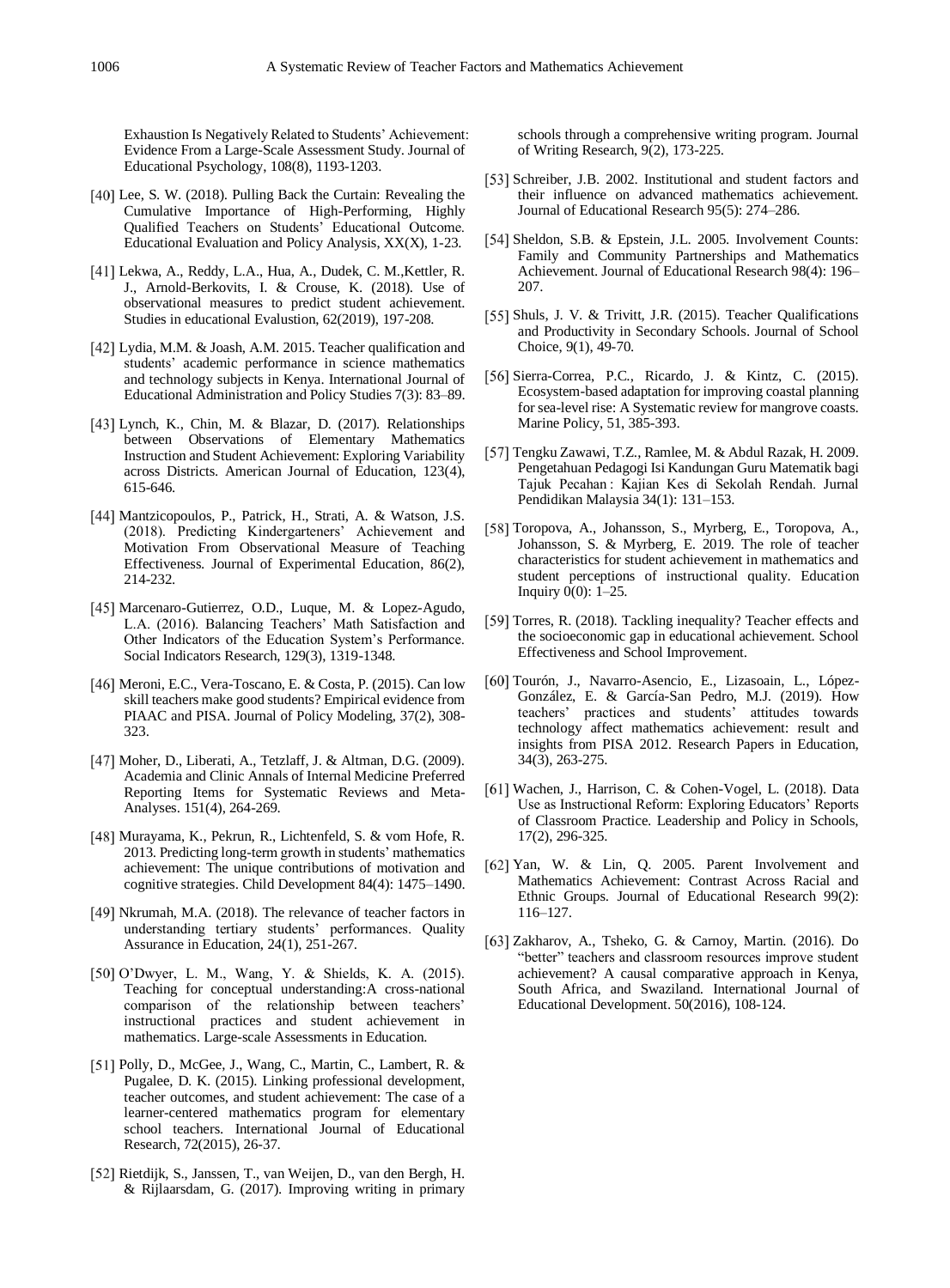Exhaustion Is Negatively Related to Students' Achievement: Evidence From a Large-Scale Assessment Study. Journal of Educational Psychology, 108(8), 1193-1203.

[40] Lee, S. W. (2018). Pulling Back the Curtain: Revealing the Cumulative Importance of High-Performing, Highly Qualified Teachers on Students' Educational Outcome. Educational Evaluation and Policy Analysis, XX(X), 1-23.

[41] Lekwa, A., Reddy, L.A., Hua, A., Dudek, C. M.,Kettler, R. J., Arnold-Berkovits, I. & Crouse, K. (2018). Use of observational measures to predict student achievement. Studies in educational Evalustion, 62(2019), 197-208.

[42] Lydia, M.M. & Joash, A.M. 2015. Teacher qualification and students' academic performance in science mathematics and technology subjects in Kenya. International Journal of Educational Administration and Policy Studies 7(3): 83–89.

[43] Lynch, K., Chin, M. & Blazar, D. (2017). Relationships between Observations of Elementary Mathematics Instruction and Student Achievement: Exploring Variability across Districts. American Journal of Education, 123(4), 615-646.

[44] Mantzicopoulos, P., Patrick, H., Strati, A. & Watson, J.S. (2018). Predicting Kindergarteners' Achievement and Motivation From Observational Measure of Teaching Effectiveness. Journal of Experimental Education, 86(2), 214-232.

[45] Marcenaro-Gutierrez, O.D., Luque, M. & Lopez-Agudo, L.A. (2016). Balancing Teachers' Math Satisfaction and Other Indicators of the Education System's Performance. Social Indicators Research, 129(3), 1319-1348.

[46] Meroni, E.C., Vera-Toscano, E. & Costa, P. (2015). Can low skill teachers make good students? Empirical evidence from PIAAC and PISA. Journal of Policy Modeling, 37(2), 308-323.

[47] Moher, D., Liberati, A., Tetzlaff, J. & Altman, D.G. (2009). Academia and Clinic Annals of Internal Medicine Preferred Reporting Items for Systematic Reviews and Meta-Analyses. 151(4), 264-269.

[48] Murayama, K., Pekrun, R., Lichtenfeld, S. & vom Hofe, R. 2013. Predicting long-term growth in students' mathematics achievement: The unique contributions of motivation and cognitive strategies. Child Development 84(4): 1475–1490.

[49] Nkrumah, M.A. (2018). The relevance of teacher factors in understanding tertiary students' performances. Quality Assurance in Education, 24(1), 251-267.

[50] O'Dwyer, L. M., Wang, Y. & Shields, K. A. (2015). Teaching for conceptual understanding:A cross-national comparison of the relationship between teachers' instructional practices and student achievement in mathematics. Large-scale Assessments in Education.

[51] Polly, D., McGee, J., Wang, C., Martin, C., Lambert, R. & Pugalee, D. K. (2015). Linking professional development, teacher outcomes, and student achievement: The case of a learner-centered mathematics program for elementary school teachers. International Journal of Educational Research, 72(2015), 26-37.

[52] Rietdijk, S., Janssen, T., van Weijen, D., van den Bergh, H. & Rijlaarsdam, G. (2017). Improving writing in primary schools through a comprehensive writing program. Journal of Writing Research, 9(2), 173-225.

[53] Schreiber, J.B. 2002. Institutional and student factors and their influence on advanced mathematics achievement. Journal of Educational Research 95(5): 274–286.

[54] Sheldon, S.B. & Epstein, J.L. 2005. Involvement Counts: Family and Community Partnerships and Mathematics Achievement. Journal of Educational Research 98(4): 196–207.

[55] Shuls, J. V. & Trivitt, J.R. (2015). Teacher Qualifications and Productivity in Secondary Schools. Journal of School Choice, 9(1), 49-70.

[56] Sierra-Correa, P.C., Ricardo, J. & Kintz, C. (2015). Ecosystem-based adaptation for improving coastal planning for sea-level rise: A Systematic review for mangrove coasts. Marine Policy, 51, 385-393.

[57] Tengku Zawawi, T.Z., Ramlee, M. & Abdul Razak, H. 2009. Pengetahuan Pedagogi Isi Kandungan Guru Matematik bagi Tajuk Pecahan : Kajian Kes di Sekolah Rendah. Jurnal Pendidikan Malaysia 34(1): 131–153.

[58] Toropova, A., Johansson, S., Myrberg, E., Toropova, A., Johansson, S. & Myrberg, E. 2019. The role of teacher characteristics for student achievement in mathematics and student perceptions of instructional quality. Education Inquiry 0(0): 1–25.

[59] Torres, R. (2018). Tackling inequality? Teacher effects and the socioeconomic gap in educational achievement. School Effectiveness and School Improvement.

[60] Tourón, J., Navarro-Asencio, E., Lizasoain, L., López-González, E. & García-San Pedro, M.J. (2019). How teachers' practices and students' attitudes towards technology affect mathematics achievement: result and insights from PISA 2012. Research Papers in Education, 34(3), 263-275.

[61] Wachen, J., Harrison, C. & Cohen-Vogel, L. (2018). Data Use as Instructional Reform: Exploring Educators' Reports of Classroom Practice. Leadership and Policy in Schools, 17(2), 296-325.

[62] Yan, W. & Lin, Q. 2005. Parent Involvement and Mathematics Achievement: Contrast Across Racial and Ethnic Groups. Journal of Educational Research 99(2): 116–127.

[63] Zakharov, A., Tsheko, G. & Carnoy, Martin. (2016). Do "better" teachers and classroom resources improve student achievement? A causal comparative approach in Kenya, South Africa, and Swaziland. International Journal of Educational Development. 50(2016), 108-124.